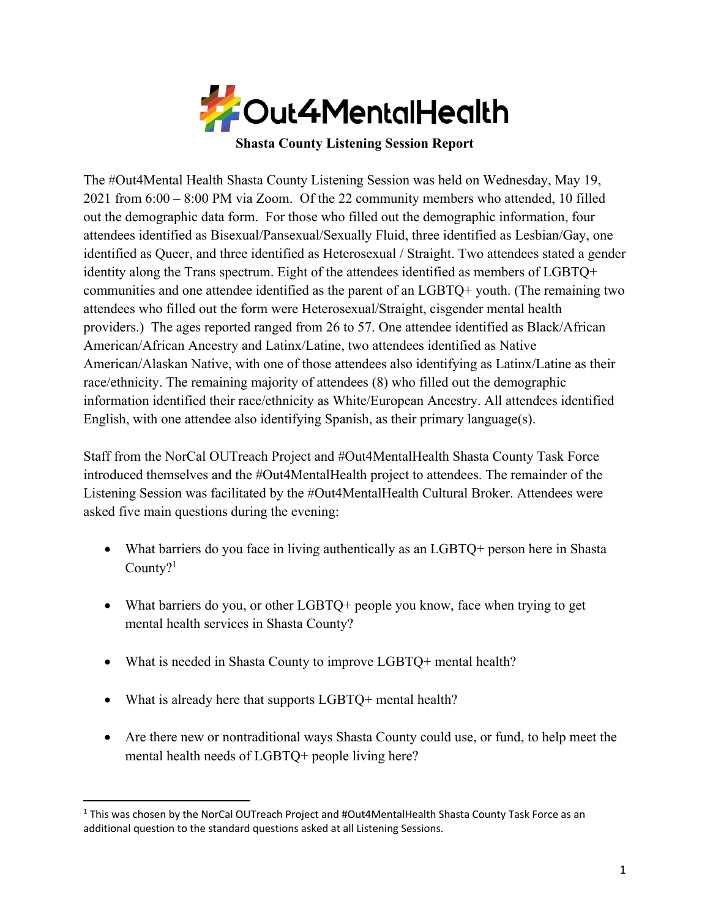# #Out4MentalHealth

## Shasta County Listening Session Report

The #Out4Mental Health Shasta County Listening Session was held on Wednesday, May 19, 2021 from 6:00 – 8:00 PM via Zoom. Of the 22 community members who attended, 10 filled out the demographic data form. For those who filled out the demographic information, four attendees identified as Bisexual/Pansexual/Sexually Fluid, three identified as Lesbian/Gay, one identified as Queer, and three identified as Heterosexual / Straight. Two attendees stated a gender identity along the Trans spectrum. Eight of the attendees identified as members of LGBTQ+ communities and one attendee identified as the parent of an LGBTQ+ youth. (The remaining two attendees who filled out the form were Heterosexual/Straight, cisgender mental health providers.) The ages reported ranged from 26 to 57. One attendee identified as Black/African American/African Ancestry and Latinx/Latine, two attendees identified as Native American/Alaskan Native, with one of those attendees also identifying as Latinx/Latine as their race/ethnicity. The remaining majority of attendees (8) who filled out the demographic information identified their race/ethnicity as White/European Ancestry. All attendees identified English, with one attendee also identifying Spanish, as their primary language(s).

Staff from the NorCal OUTreach Project and #Out4MentalHealth Shasta County Task Force introduced themselves and the #Out4MentalHealth project to attendees. The remainder of the Listening Session was facilitated by the #Out4MentalHealth Cultural Broker. Attendees were asked five main questions during the evening:

- What barriers do you face in living authentically as an LGBTQ+ person here in Shasta County?[1]
- What barriers do you, or other LGBTQ+ people you know, face when trying to get mental health services in Shasta County?
- What is needed in Shasta County to improve LGBTQ+ mental health?
- What is already here that supports LGBTQ+ mental health?
- Are there new or nontraditional ways Shasta County could use, or fund, to help meet the mental health needs of LGBTQ+ people living here?

---

[1] This was chosen by the NorCal OUTreach Project and #Out4MentalHealth Shasta County Task Force as an additional question to the standard questions asked at all Listening Sessions.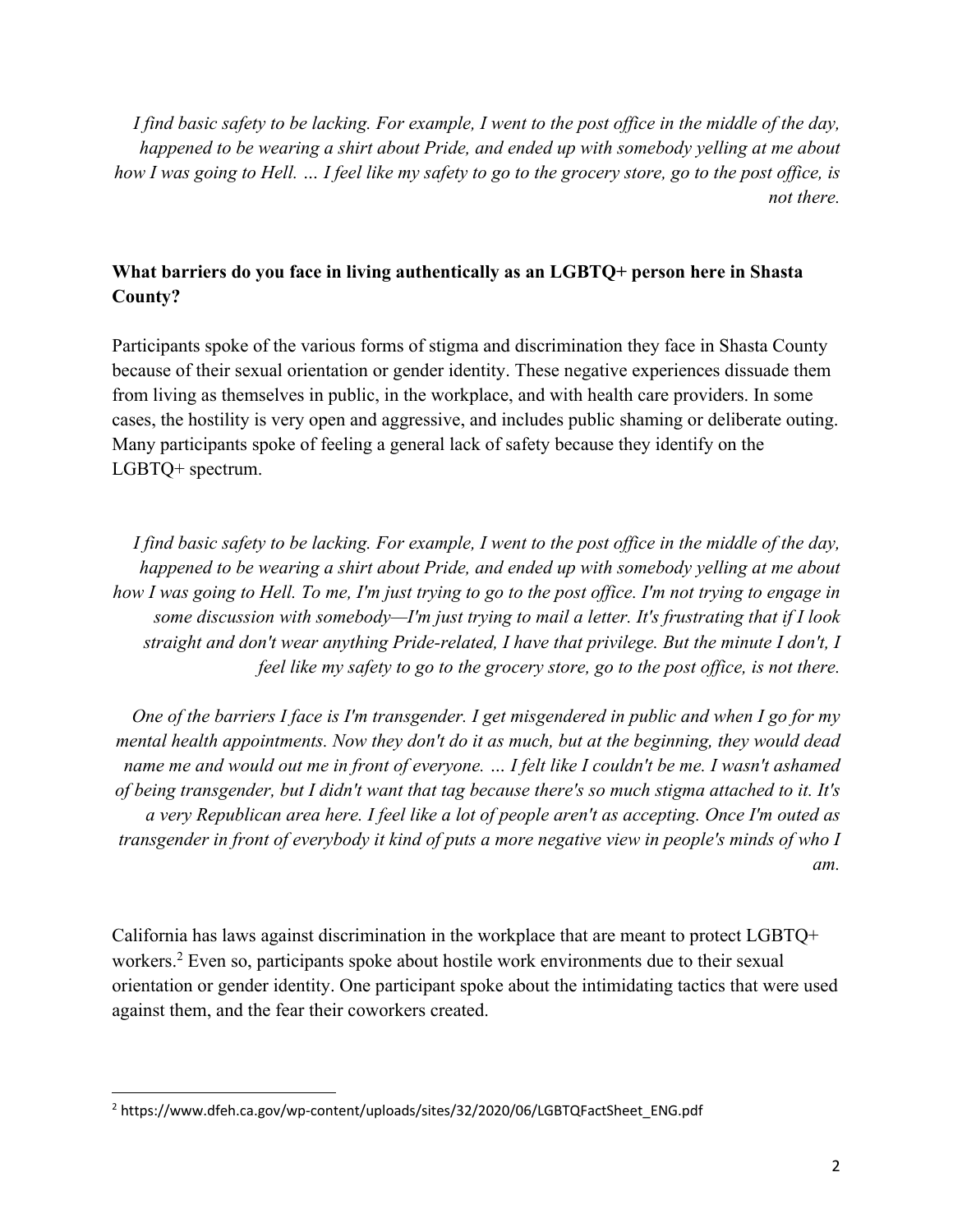*I find basic safety to be lacking. For example, I went to the post office in the middle of the day, happened to be wearing a shirt about Pride, and ended up with somebody yelling at me about how I was going to Hell. … I feel like my safety to go to the grocery store, go to the post office, is not there.*

**What barriers do you face in living authentically as an LGBTQ+ person here in Shasta County?**

Participants spoke of the various forms of stigma and discrimination they face in Shasta County because of their sexual orientation or gender identity. These negative experiences dissuade them from living as themselves in public, in the workplace, and with health care providers. In some cases, the hostility is very open and aggressive, and includes public shaming or deliberate outing. Many participants spoke of feeling a general lack of safety because they identify on the LGBTQ+ spectrum.

*I find basic safety to be lacking. For example, I went to the post office in the middle of the day, happened to be wearing a shirt about Pride, and ended up with somebody yelling at me about how I was going to Hell. To me, I'm just trying to go to the post office. I'm not trying to engage in some discussion with somebody—I'm just trying to mail a letter. It's frustrating that if I look straight and don't wear anything Pride-related, I have that privilege. But the minute I don't, I feel like my safety to go to the grocery store, go to the post office, is not there.*

*One of the barriers I face is I'm transgender. I get misgendered in public and when I go for my mental health appointments. Now they don't do it as much, but at the beginning, they would dead name me and would out me in front of everyone. … I felt like I couldn't be me. I wasn't ashamed of being transgender, but I didn't want that tag because there's so much stigma attached to it. It's a very Republican area here. I feel like a lot of people aren't as accepting. Once I'm outed as transgender in front of everybody it kind of puts a more negative view in people's minds of who I am.*

California has laws against discrimination in the workplace that are meant to protect LGBTQ+ workers.[2] Even so, participants spoke about hostile work environments due to their sexual orientation or gender identity. One participant spoke about the intimidating tactics that were used against them, and the fear their coworkers created.

---

[2] https://www.dfeh.ca.gov/wp-content/uploads/sites/32/2020/06/LGBTQFactSheet_ENG.pdf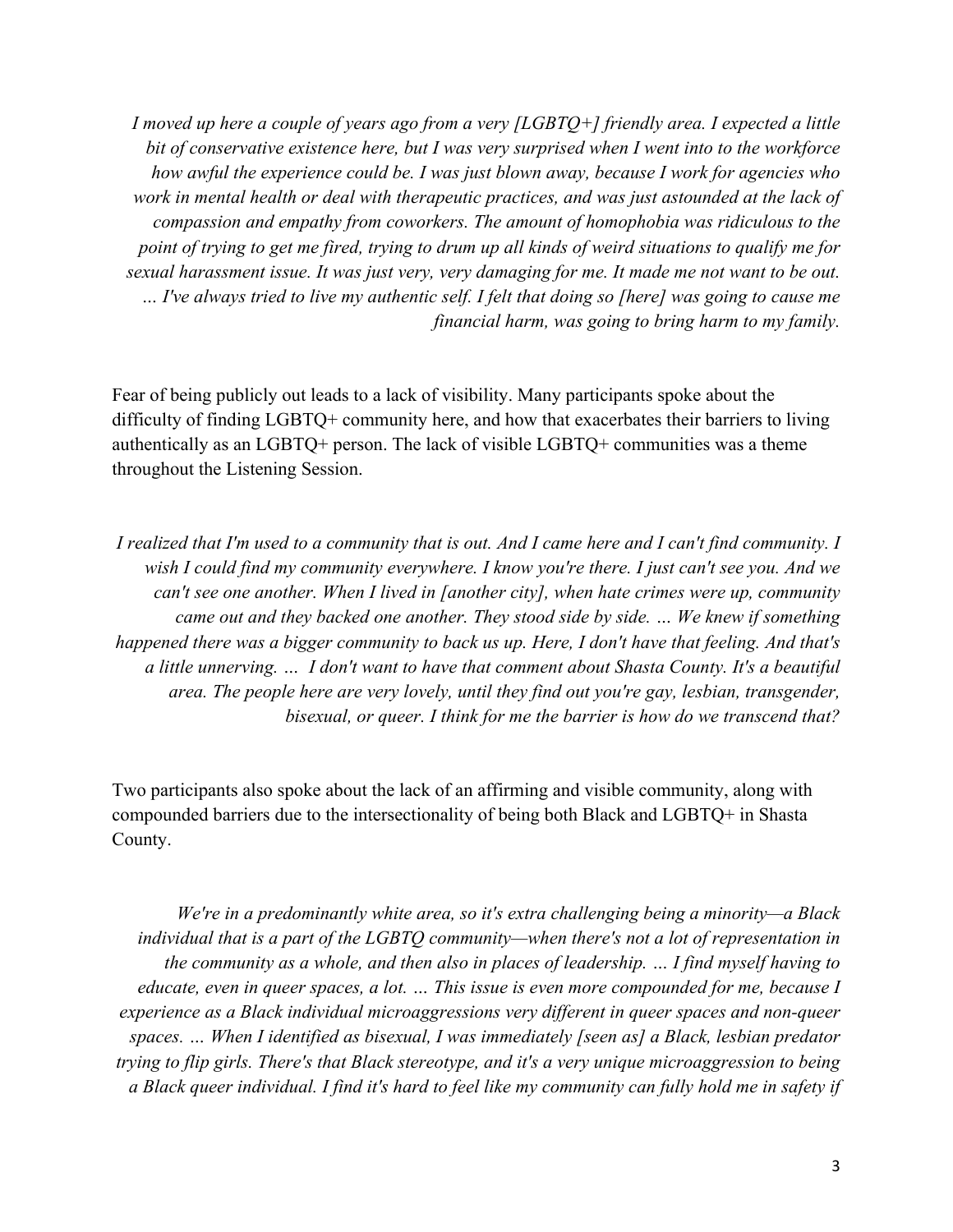*I moved up here a couple of years ago from a very [LGBTQ+] friendly area. I expected a little bit of conservative existence here, but I was very surprised when I went into to the workforce how awful the experience could be. I was just blown away, because I work for agencies who work in mental health or deal with therapeutic practices, and was just astounded at the lack of compassion and empathy from coworkers. The amount of homophobia was ridiculous to the point of trying to get me fired, trying to drum up all kinds of weird situations to qualify me for sexual harassment issue. It was just very, very damaging for me. It made me not want to be out. … I've always tried to live my authentic self. I felt that doing so [here] was going to cause me financial harm, was going to bring harm to my family.*

Fear of being publicly out leads to a lack of visibility. Many participants spoke about the difficulty of finding LGBTQ+ community here, and how that exacerbates their barriers to living authentically as an LGBTQ+ person. The lack of visible LGBTQ+ communities was a theme throughout the Listening Session.

*I realized that I'm used to a community that is out. And I came here and I can't find community. I wish I could find my community everywhere. I know you're there. I just can't see you. And we can't see one another. When I lived in [another city], when hate crimes were up, community came out and they backed one another. They stood side by side. … We knew if something happened there was a bigger community to back us up. Here, I don't have that feeling. And that's a little unnerving. … I don't want to have that comment about Shasta County. It's a beautiful area. The people here are very lovely, until they find out you're gay, lesbian, transgender, bisexual, or queer. I think for me the barrier is how do we transcend that?*

Two participants also spoke about the lack of an affirming and visible community, along with compounded barriers due to the intersectionality of being both Black and LGBTQ+ in Shasta County.

*We're in a predominantly white area, so it's extra challenging being a minority—a Black individual that is a part of the LGBTQ community—when there's not a lot of representation in the community as a whole, and then also in places of leadership. … I find myself having to educate, even in queer spaces, a lot. … This issue is even more compounded for me, because I experience as a Black individual microaggressions very different in queer spaces and non-queer spaces. … When I identified as bisexual, I was immediately [seen as] a Black, lesbian predator trying to flip girls. There's that Black stereotype, and it's a very unique microaggression to being a Black queer individual. I find it's hard to feel like my community can fully hold me in safety if*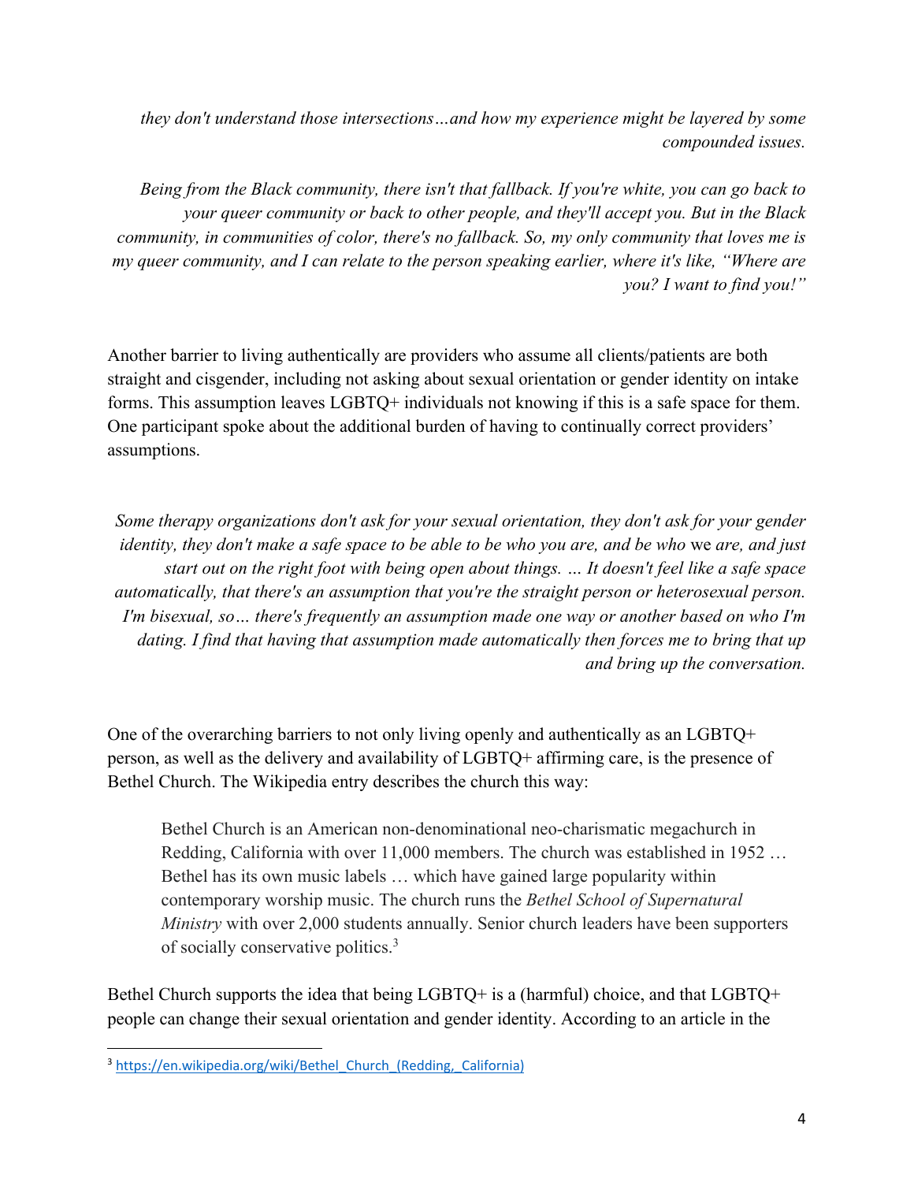*they don't understand those intersections…and how my experience might be layered by some compounded issues.*

*Being from the Black community, there isn't that fallback. If you're white, you can go back to your queer community or back to other people, and they'll accept you. But in the Black community, in communities of color, there's no fallback. So, my only community that loves me is my queer community, and I can relate to the person speaking earlier, where it's like, "Where are you? I want to find you!"*

Another barrier to living authentically are providers who assume all clients/patients are both straight and cisgender, including not asking about sexual orientation or gender identity on intake forms. This assumption leaves LGBTQ+ individuals not knowing if this is a safe space for them. One participant spoke about the additional burden of having to continually correct providers' assumptions.

*Some therapy organizations don't ask for your sexual orientation, they don't ask for your gender identity, they don't make a safe space to be able to be who you are, and be who* we *are, and just start out on the right foot with being open about things. … It doesn't feel like a safe space automatically, that there's an assumption that you're the straight person or heterosexual person. I'm bisexual, so… there's frequently an assumption made one way or another based on who I'm dating. I find that having that assumption made automatically then forces me to bring that up and bring up the conversation.*

One of the overarching barriers to not only living openly and authentically as an LGBTQ+ person, as well as the delivery and availability of LGBTQ+ affirming care, is the presence of Bethel Church. The Wikipedia entry describes the church this way:

> Bethel Church is an American non-denominational neo-charismatic megachurch in Redding, California with over 11,000 members. The church was established in 1952 … Bethel has its own music labels … which have gained large popularity within contemporary worship music. The church runs the *Bethel School of Supernatural Ministry* with over 2,000 students annually. Senior church leaders have been supporters of socially conservative politics.[3]

Bethel Church supports the idea that being LGBTQ+ is a (harmful) choice, and that LGBTQ+ people can change their sexual orientation and gender identity. According to an article in the

[3] https://en.wikipedia.org/wiki/Bethel_Church_(Redding,_California)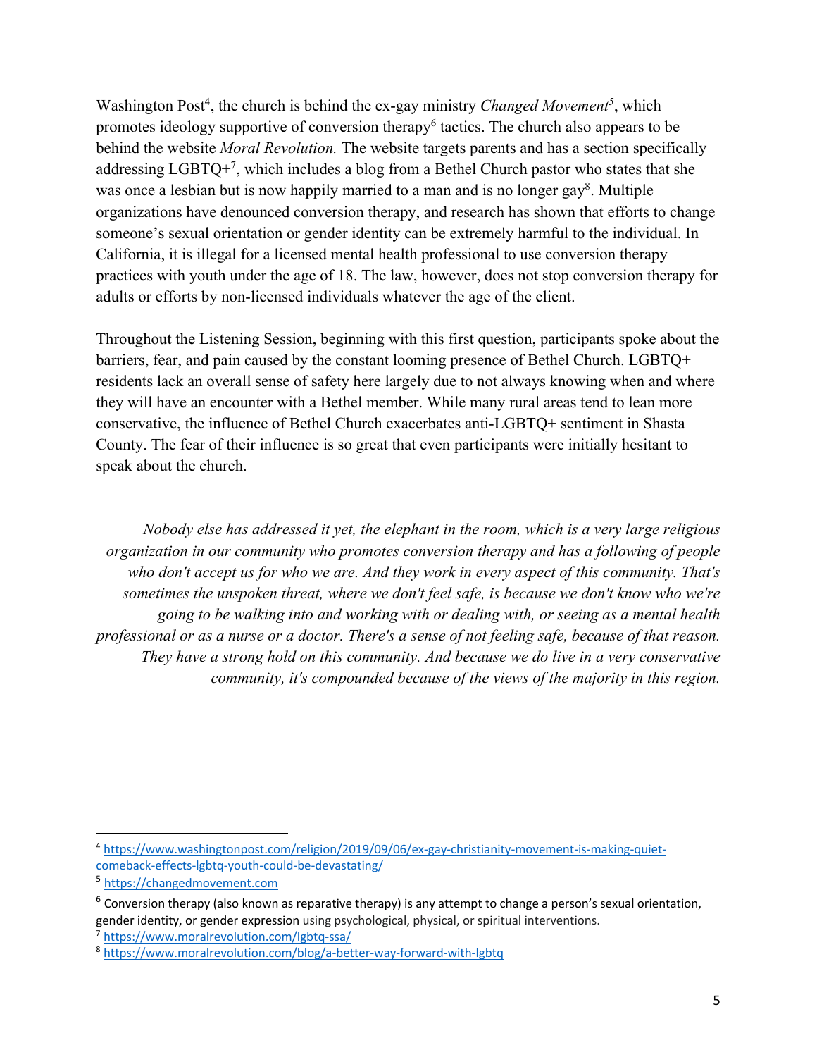Washington Post[4], the church is behind the ex-gay ministry *Changed Movement*[5], which promotes ideology supportive of conversion therapy[6] tactics. The church also appears to be behind the website *Moral Revolution.* The website targets parents and has a section specifically addressing LGBTQ+[7], which includes a blog from a Bethel Church pastor who states that she was once a lesbian but is now happily married to a man and is no longer gay[8]. Multiple organizations have denounced conversion therapy, and research has shown that efforts to change someone's sexual orientation or gender identity can be extremely harmful to the individual. In California, it is illegal for a licensed mental health professional to use conversion therapy practices with youth under the age of 18. The law, however, does not stop conversion therapy for adults or efforts by non-licensed individuals whatever the age of the client.

Throughout the Listening Session, beginning with this first question, participants spoke about the barriers, fear, and pain caused by the constant looming presence of Bethel Church. LGBTQ+ residents lack an overall sense of safety here largely due to not always knowing when and where they will have an encounter with a Bethel member. While many rural areas tend to lean more conservative, the influence of Bethel Church exacerbates anti-LGBTQ+ sentiment in Shasta County. The fear of their influence is so great that even participants were initially hesitant to speak about the church.

> *Nobody else has addressed it yet, the elephant in the room, which is a very large religious organization in our community who promotes conversion therapy and has a following of people who don't accept us for who we are. And they work in every aspect of this community. That's sometimes the unspoken threat, where we don't feel safe, is because we don't know who we're going to be walking into and working with or dealing with, or seeing as a mental health professional or as a nurse or a doctor. There's a sense of not feeling safe, because of that reason. They have a strong hold on this community. And because we do live in a very conservative community, it's compounded because of the views of the majority in this region.*

---

[4] https://www.washingtonpost.com/religion/2019/09/06/ex-gay-christianity-movement-is-making-quiet-comeback-effects-lgbtq-youth-could-be-devastating/

[5] https://changedmovement.com

[6] Conversion therapy (also known as reparative therapy) is any attempt to change a person's sexual orientation, gender identity, or gender expression using psychological, physical, or spiritual interventions.

[7] https://www.moralrevolution.com/lgbtq-ssa/

[8] https://www.moralrevolution.com/blog/a-better-way-forward-with-lgbtq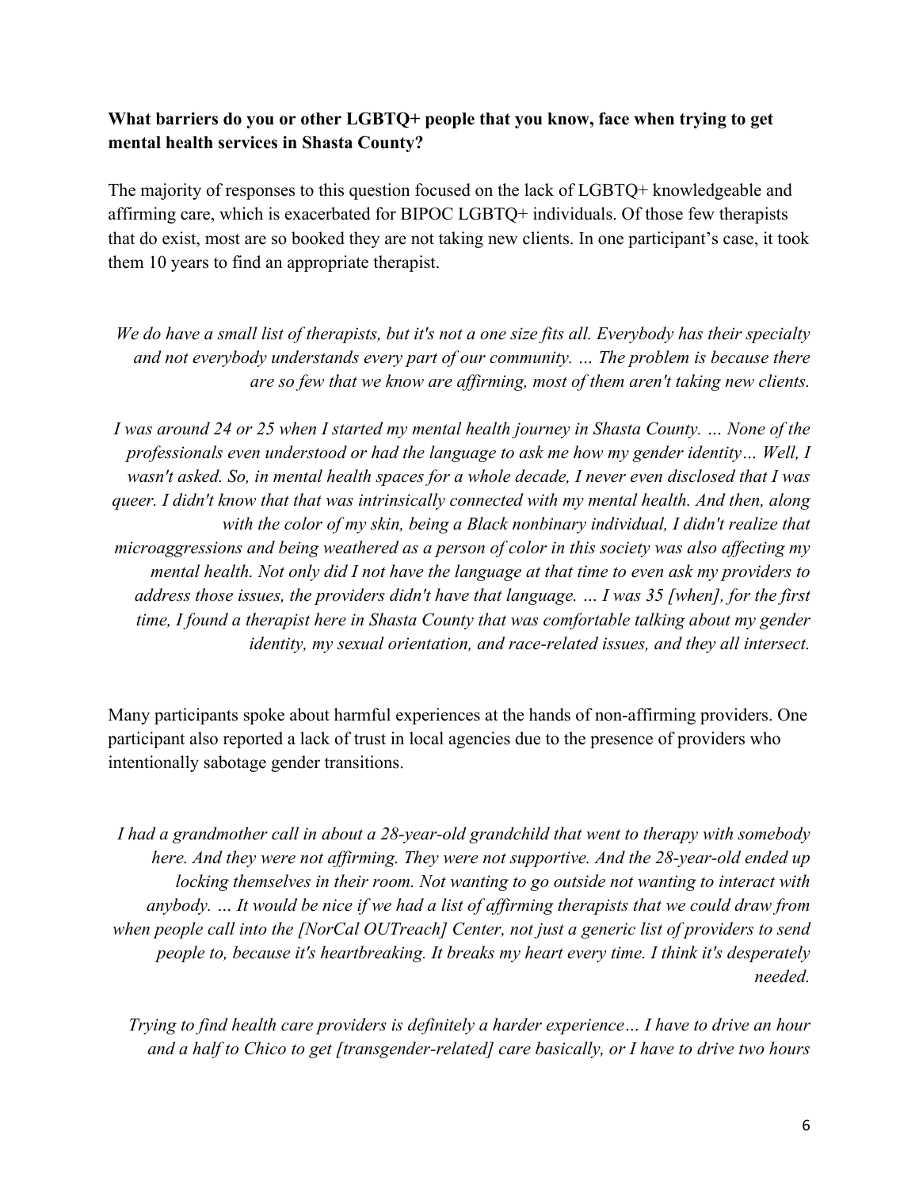**What barriers do you or other LGBTQ+ people that you know, face when trying to get mental health services in Shasta County?**

The majority of responses to this question focused on the lack of LGBTQ+ knowledgeable and affirming care, which is exacerbated for BIPOC LGBTQ+ individuals. Of those few therapists that do exist, most are so booked they are not taking new clients. In one participant's case, it took them 10 years to find an appropriate therapist.

> *We do have a small list of therapists, but it's not a one size fits all. Everybody has their specialty and not everybody understands every part of our community. … The problem is because there are so few that we know are affirming, most of them aren't taking new clients.*

> *I was around 24 or 25 when I started my mental health journey in Shasta County. … None of the professionals even understood or had the language to ask me how my gender identity… Well, I wasn't asked. So, in mental health spaces for a whole decade, I never even disclosed that I was queer. I didn't know that that was intrinsically connected with my mental health. And then, along with the color of my skin, being a Black nonbinary individual, I didn't realize that microaggressions and being weathered as a person of color in this society was also affecting my mental health. Not only did I not have the language at that time to even ask my providers to address those issues, the providers didn't have that language. … I was 35 [when], for the first time, I found a therapist here in Shasta County that was comfortable talking about my gender identity, my sexual orientation, and race-related issues, and they all intersect.*

Many participants spoke about harmful experiences at the hands of non-affirming providers. One participant also reported a lack of trust in local agencies due to the presence of providers who intentionally sabotage gender transitions.

> *I had a grandmother call in about a 28-year-old grandchild that went to therapy with somebody here. And they were not affirming. They were not supportive. And the 28-year-old ended up locking themselves in their room. Not wanting to go outside not wanting to interact with anybody. … It would be nice if we had a list of affirming therapists that we could draw from when people call into the [NorCal OUTreach] Center, not just a generic list of providers to send people to, because it's heartbreaking. It breaks my heart every time. I think it's desperately needed.*

> *Trying to find health care providers is definitely a harder experience… I have to drive an hour and a half to Chico to get [transgender-related] care basically, or I have to drive two hours*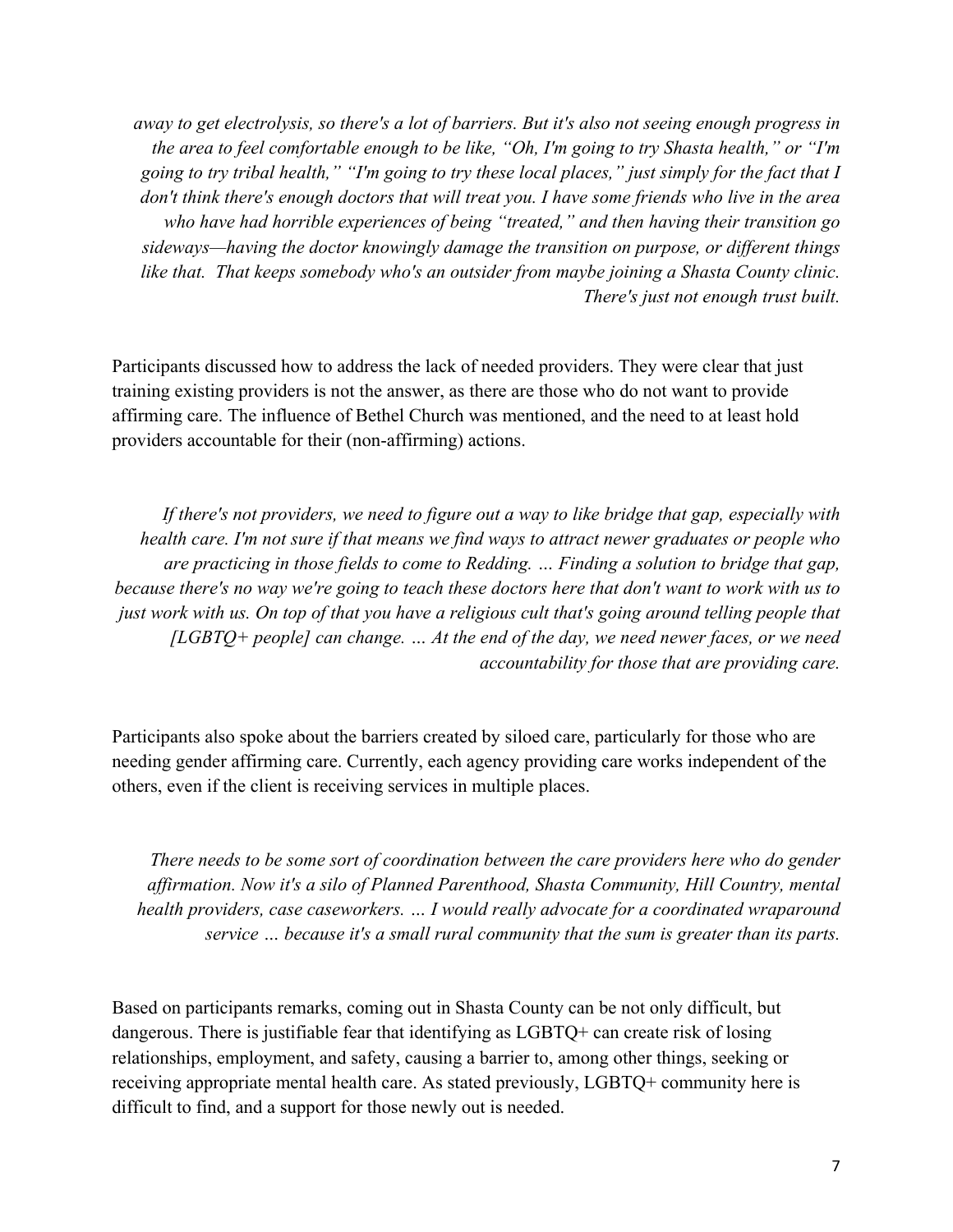*away to get electrolysis, so there's a lot of barriers. But it's also not seeing enough progress in the area to feel comfortable enough to be like, "Oh, I'm going to try Shasta health," or "I'm going to try tribal health," "I'm going to try these local places," just simply for the fact that I don't think there's enough doctors that will treat you. I have some friends who live in the area who have had horrible experiences of being "treated," and then having their transition go sideways—having the doctor knowingly damage the transition on purpose, or different things like that. That keeps somebody who's an outsider from maybe joining a Shasta County clinic. There's just not enough trust built.*

Participants discussed how to address the lack of needed providers. They were clear that just training existing providers is not the answer, as there are those who do not want to provide affirming care. The influence of Bethel Church was mentioned, and the need to at least hold providers accountable for their (non-affirming) actions.

*If there's not providers, we need to figure out a way to like bridge that gap, especially with health care. I'm not sure if that means we find ways to attract newer graduates or people who are practicing in those fields to come to Redding. … Finding a solution to bridge that gap, because there's no way we're going to teach these doctors here that don't want to work with us to just work with us. On top of that you have a religious cult that's going around telling people that [LGBTQ+ people] can change. … At the end of the day, we need newer faces, or we need accountability for those that are providing care.*

Participants also spoke about the barriers created by siloed care, particularly for those who are needing gender affirming care. Currently, each agency providing care works independent of the others, even if the client is receiving services in multiple places.

*There needs to be some sort of coordination between the care providers here who do gender affirmation. Now it's a silo of Planned Parenthood, Shasta Community, Hill Country, mental health providers, case caseworkers. … I would really advocate for a coordinated wraparound service … because it's a small rural community that the sum is greater than its parts.*

Based on participants remarks, coming out in Shasta County can be not only difficult, but dangerous. There is justifiable fear that identifying as LGBTQ+ can create risk of losing relationships, employment, and safety, causing a barrier to, among other things, seeking or receiving appropriate mental health care. As stated previously, LGBTQ+ community here is difficult to find, and a support for those newly out is needed.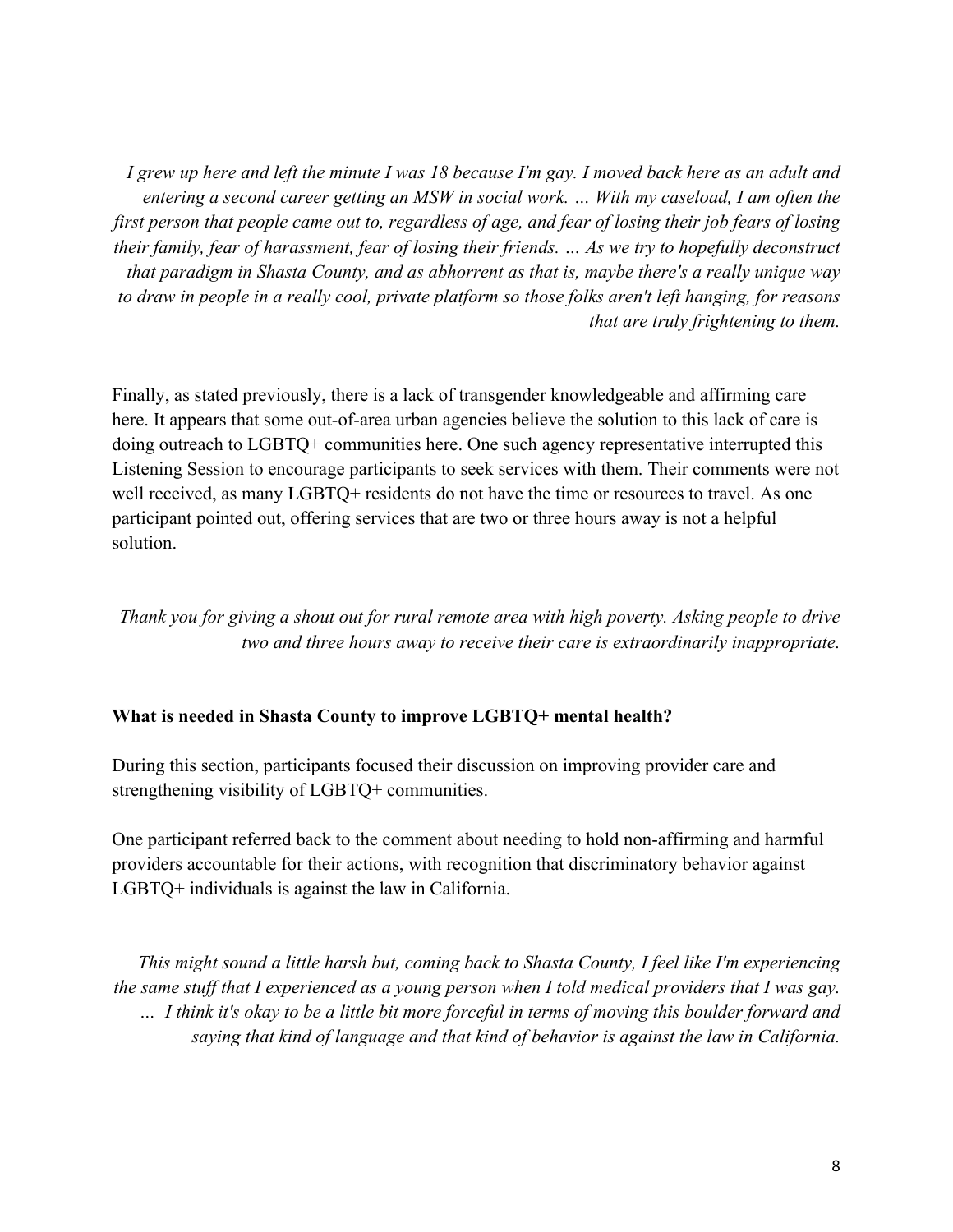*I grew up here and left the minute I was 18 because I'm gay. I moved back here as an adult and entering a second career getting an MSW in social work. … With my caseload, I am often the first person that people came out to, regardless of age, and fear of losing their job fears of losing their family, fear of harassment, fear of losing their friends. … As we try to hopefully deconstruct that paradigm in Shasta County, and as abhorrent as that is, maybe there's a really unique way to draw in people in a really cool, private platform so those folks aren't left hanging, for reasons that are truly frightening to them.*

Finally, as stated previously, there is a lack of transgender knowledgeable and affirming care here. It appears that some out-of-area urban agencies believe the solution to this lack of care is doing outreach to LGBTQ+ communities here. One such agency representative interrupted this Listening Session to encourage participants to seek services with them. Their comments were not well received, as many LGBTQ+ residents do not have the time or resources to travel. As one participant pointed out, offering services that are two or three hours away is not a helpful solution.

*Thank you for giving a shout out for rural remote area with high poverty. Asking people to drive two and three hours away to receive their care is extraordinarily inappropriate.*

**What is needed in Shasta County to improve LGBTQ+ mental health?**

During this section, participants focused their discussion on improving provider care and strengthening visibility of LGBTQ+ communities.

One participant referred back to the comment about needing to hold non-affirming and harmful providers accountable for their actions, with recognition that discriminatory behavior against LGBTQ+ individuals is against the law in California.

*This might sound a little harsh but, coming back to Shasta County, I feel like I'm experiencing the same stuff that I experienced as a young person when I told medical providers that I was gay. … I think it's okay to be a little bit more forceful in terms of moving this boulder forward and saying that kind of language and that kind of behavior is against the law in California.*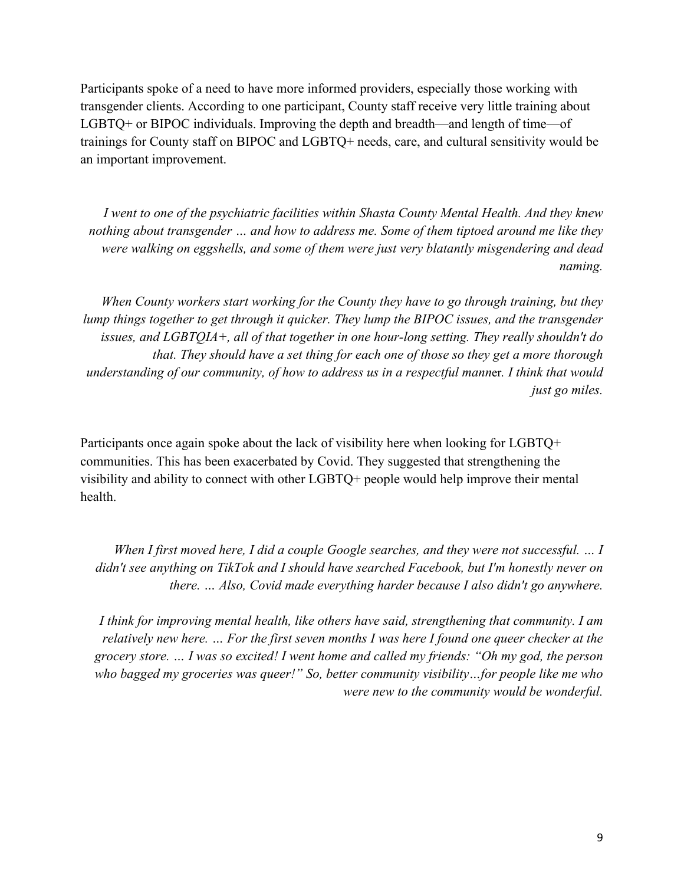Participants spoke of a need to have more informed providers, especially those working with transgender clients. According to one participant, County staff receive very little training about LGBTQ+ or BIPOC individuals. Improving the depth and breadth—and length of time—of trainings for County staff on BIPOC and LGBTQ+ needs, care, and cultural sensitivity would be an important improvement.

> *I went to one of the psychiatric facilities within Shasta County Mental Health. And they knew nothing about transgender … and how to address me. Some of them tiptoed around me like they were walking on eggshells, and some of them were just very blatantly misgendering and dead naming.*

> *When County workers start working for the County they have to go through training, but they lump things together to get through it quicker. They lump the BIPOC issues, and the transgender issues, and LGBTQIA+, all of that together in one hour-long setting. They really shouldn't do that. They should have a set thing for each one of those so they get a more thorough understanding of our community, of how to address us in a respectful manne*r. *I think that would just go miles.*

Participants once again spoke about the lack of visibility here when looking for LGBTQ+ communities. This has been exacerbated by Covid. They suggested that strengthening the visibility and ability to connect with other LGBTQ+ people would help improve their mental health.

> *When I first moved here, I did a couple Google searches, and they were not successful. … I didn't see anything on TikTok and I should have searched Facebook, but I'm honestly never on there. … Also, Covid made everything harder because I also didn't go anywhere.*

> *I think for improving mental health, like others have said, strengthening that community. I am relatively new here. … For the first seven months I was here I found one queer checker at the grocery store. … I was so excited! I went home and called my friends: "Oh my god, the person who bagged my groceries was queer!" So, better community visibility…for people like me who were new to the community would be wonderful.*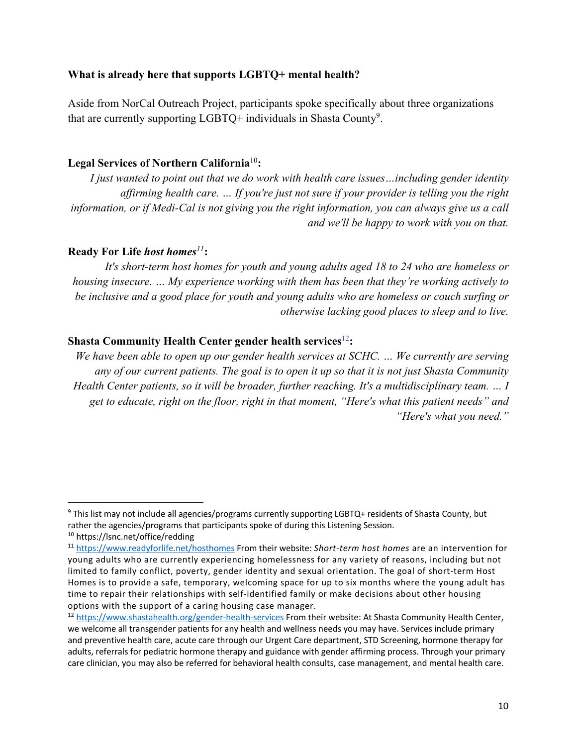### What is already here that supports LGBTQ+ mental health?

Aside from NorCal Outreach Project, participants spoke specifically about three organizations that are currently supporting LGBTQ+ individuals in Shasta County[9].

**Legal Services of Northern California**[10]**:**

*I just wanted to point out that we do work with health care issues…including gender identity affirming health care. … If you're just not sure if your provider is telling you the right information, or if Medi-Cal is not giving you the right information, you can always give us a call and we'll be happy to work with you on that.*

**Ready For Life** ***host homes***[11]**:**

*It's short-term host homes for youth and young adults aged 18 to 24 who are homeless or housing insecure. … My experience working with them has been that they're working actively to be inclusive and a good place for youth and young adults who are homeless or couch surfing or otherwise lacking good places to sleep and to live.*

**Shasta Community Health Center gender health services**[12]**:**

*We have been able to open up our gender health services at SCHC. … We currently are serving any of our current patients. The goal is to open it up so that it is not just Shasta Community Health Center patients, so it will be broader, further reaching. It's a multidisciplinary team. … I get to educate, right on the floor, right in that moment, "Here's what this patient needs" and "Here's what you need."*

---

[9] This list may not include all agencies/programs currently supporting LGBTQ+ residents of Shasta County, but rather the agencies/programs that participants spoke of during this Listening Session.

[10] https://lsnc.net/office/redding

[11] https://www.readyforlife.net/hosthomes From their website: *Short-term host homes* are an intervention for young adults who are currently experiencing homelessness for any variety of reasons, including but not limited to family conflict, poverty, gender identity and sexual orientation. The goal of short-term Host Homes is to provide a safe, temporary, welcoming space for up to six months where the young adult has time to repair their relationships with self-identified family or make decisions about other housing options with the support of a caring housing case manager.

[12] https://www.shastahealth.org/gender-health-services From their website: At Shasta Community Health Center, we welcome all transgender patients for any health and wellness needs you may have. Services include primary and preventive health care, acute care through our Urgent Care department, STD Screening, hormone therapy for adults, referrals for pediatric hormone therapy and guidance with gender affirming process. Through your primary care clinician, you may also be referred for behavioral health consults, case management, and mental health care.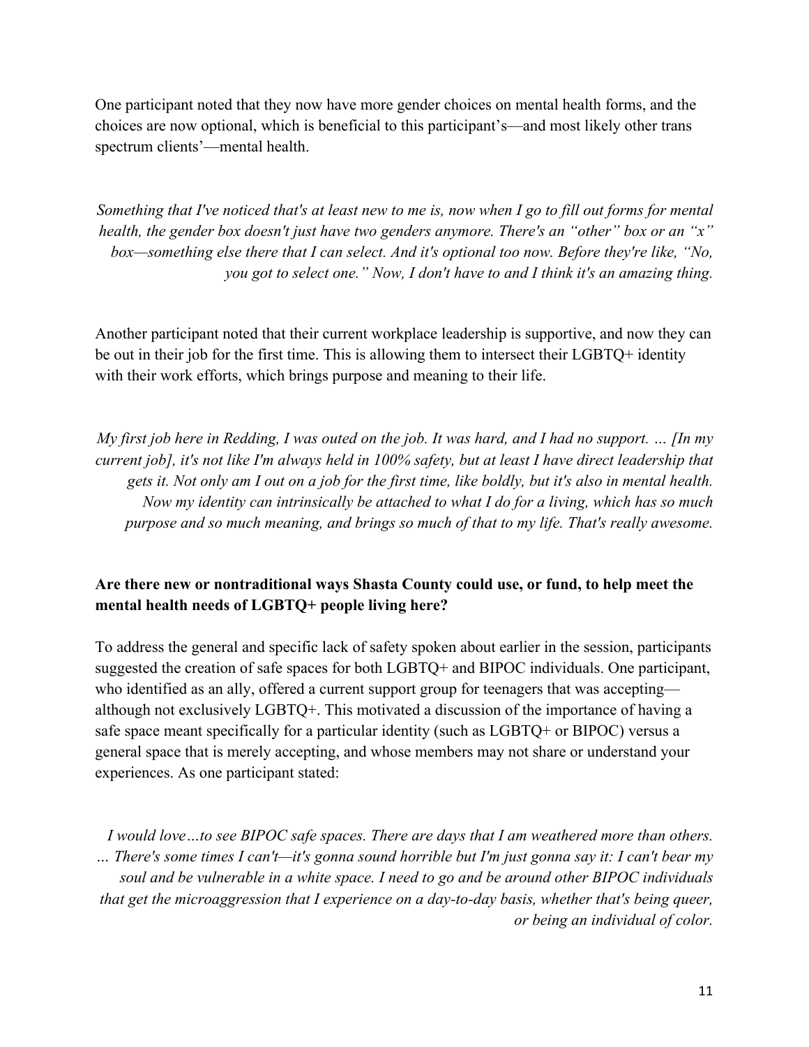One participant noted that they now have more gender choices on mental health forms, and the choices are now optional, which is beneficial to this participant's—and most likely other trans spectrum clients'—mental health.

*Something that I've noticed that's at least new to me is, now when I go to fill out forms for mental health, the gender box doesn't just have two genders anymore. There's an "other" box or an "x" box—something else there that I can select. And it's optional too now. Before they're like, "No, you got to select one." Now, I don't have to and I think it's an amazing thing.*

Another participant noted that their current workplace leadership is supportive, and now they can be out in their job for the first time. This is allowing them to intersect their LGBTQ+ identity with their work efforts, which brings purpose and meaning to their life.

*My first job here in Redding, I was outed on the job. It was hard, and I had no support. … [In my current job], it's not like I'm always held in 100% safety, but at least I have direct leadership that gets it. Not only am I out on a job for the first time, like boldly, but it's also in mental health. Now my identity can intrinsically be attached to what I do for a living, which has so much purpose and so much meaning, and brings so much of that to my life. That's really awesome.*

**Are there new or nontraditional ways Shasta County could use, or fund, to help meet the mental health needs of LGBTQ+ people living here?**

To address the general and specific lack of safety spoken about earlier in the session, participants suggested the creation of safe spaces for both LGBTQ+ and BIPOC individuals. One participant, who identified as an ally, offered a current support group for teenagers that was accepting—although not exclusively LGBTQ+. This motivated a discussion of the importance of having a safe space meant specifically for a particular identity (such as LGBTQ+ or BIPOC) versus a general space that is merely accepting, and whose members may not share or understand your experiences. As one participant stated:

*I would love…to see BIPOC safe spaces. There are days that I am weathered more than others. … There's some times I can't—it's gonna sound horrible but I'm just gonna say it: I can't bear my soul and be vulnerable in a white space. I need to go and be around other BIPOC individuals that get the microaggression that I experience on a day-to-day basis, whether that's being queer, or being an individual of color.*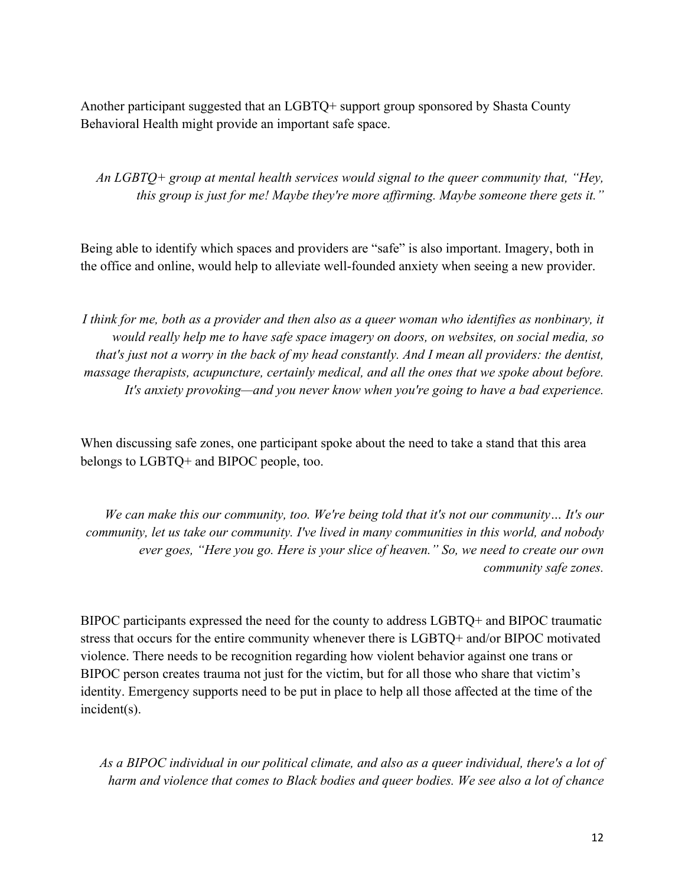Another participant suggested that an LGBTQ+ support group sponsored by Shasta County Behavioral Health might provide an important safe space.

> *An LGBTQ+ group at mental health services would signal to the queer community that, "Hey, this group is just for me! Maybe they're more affirming. Maybe someone there gets it."*

Being able to identify which spaces and providers are "safe" is also important. Imagery, both in the office and online, would help to alleviate well-founded anxiety when seeing a new provider.

> *I think for me, both as a provider and then also as a queer woman who identifies as nonbinary, it would really help me to have safe space imagery on doors, on websites, on social media, so that's just not a worry in the back of my head constantly. And I mean all providers: the dentist, massage therapists, acupuncture, certainly medical, and all the ones that we spoke about before. It's anxiety provoking—and you never know when you're going to have a bad experience.*

When discussing safe zones, one participant spoke about the need to take a stand that this area belongs to LGBTQ+ and BIPOC people, too.

> *We can make this our community, too. We're being told that it's not our community… It's our community, let us take our community. I've lived in many communities in this world, and nobody ever goes, "Here you go. Here is your slice of heaven." So, we need to create our own community safe zones.*

BIPOC participants expressed the need for the county to address LGBTQ+ and BIPOC traumatic stress that occurs for the entire community whenever there is LGBTQ+ and/or BIPOC motivated violence. There needs to be recognition regarding how violent behavior against one trans or BIPOC person creates trauma not just for the victim, but for all those who share that victim's identity. Emergency supports need to be put in place to help all those affected at the time of the incident(s).

> *As a BIPOC individual in our political climate, and also as a queer individual, there's a lot of harm and violence that comes to Black bodies and queer bodies. We see also a lot of chance*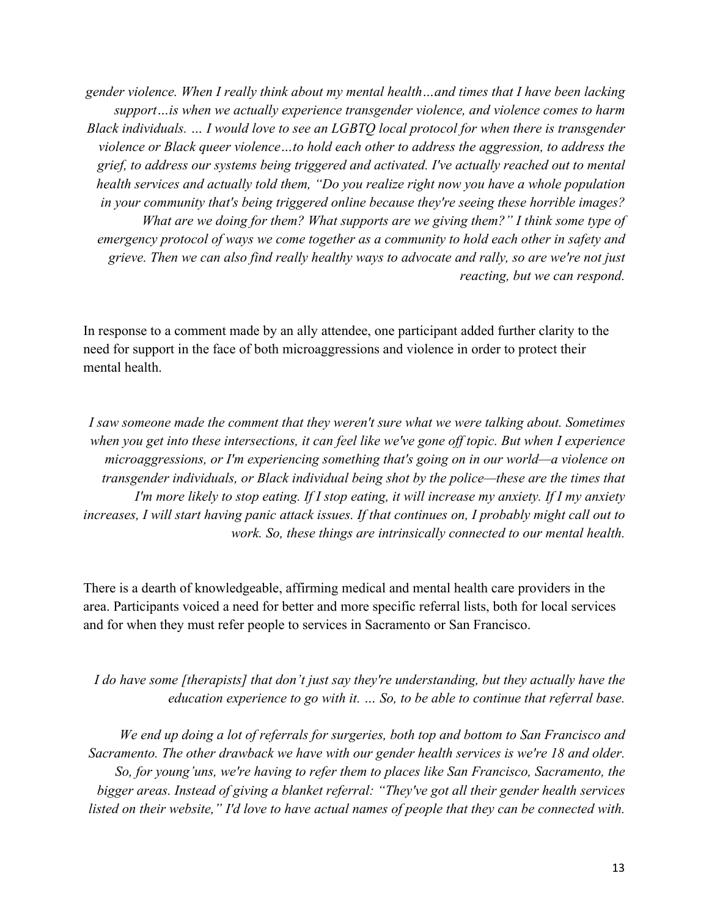*gender violence. When I really think about my mental health…and times that I have been lacking support…is when we actually experience transgender violence, and violence comes to harm Black individuals. … I would love to see an LGBTQ local protocol for when there is transgender violence or Black queer violence…to hold each other to address the aggression, to address the grief, to address our systems being triggered and activated. I've actually reached out to mental health services and actually told them, "Do you realize right now you have a whole population in your community that's being triggered online because they're seeing these horrible images? What are we doing for them? What supports are we giving them?" I think some type of emergency protocol of ways we come together as a community to hold each other in safety and grieve. Then we can also find really healthy ways to advocate and rally, so are we're not just reacting, but we can respond.*

In response to a comment made by an ally attendee, one participant added further clarity to the need for support in the face of both microaggressions and violence in order to protect their mental health.

*I saw someone made the comment that they weren't sure what we were talking about. Sometimes when you get into these intersections, it can feel like we've gone off topic. But when I experience microaggressions, or I'm experiencing something that's going on in our world—a violence on transgender individuals, or Black individual being shot by the police—these are the times that I'm more likely to stop eating. If I stop eating, it will increase my anxiety. If I my anxiety increases, I will start having panic attack issues. If that continues on, I probably might call out to work. So, these things are intrinsically connected to our mental health.*

There is a dearth of knowledgeable, affirming medical and mental health care providers in the area. Participants voiced a need for better and more specific referral lists, both for local services and for when they must refer people to services in Sacramento or San Francisco.

*I do have some [therapists] that don't just say they're understanding, but they actually have the education experience to go with it. … So, to be able to continue that referral base.*

*We end up doing a lot of referrals for surgeries, both top and bottom to San Francisco and Sacramento. The other drawback we have with our gender health services is we're 18 and older. So, for young'uns, we're having to refer them to places like San Francisco, Sacramento, the bigger areas. Instead of giving a blanket referral: "They've got all their gender health services listed on their website," I'd love to have actual names of people that they can be connected with.*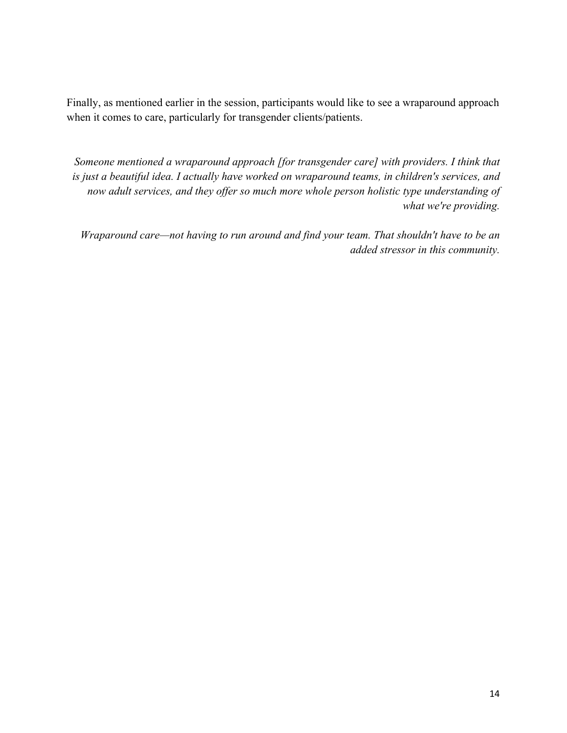Finally, as mentioned earlier in the session, participants would like to see a wraparound approach when it comes to care, particularly for transgender clients/patients.

> *Someone mentioned a wraparound approach [for transgender care] with providers. I think that is just a beautiful idea. I actually have worked on wraparound teams, in children's services, and now adult services, and they offer so much more whole person holistic type understanding of what we're providing.*
>
> *Wraparound care—not having to run around and find your team. That shouldn't have to be an added stressor in this community.*